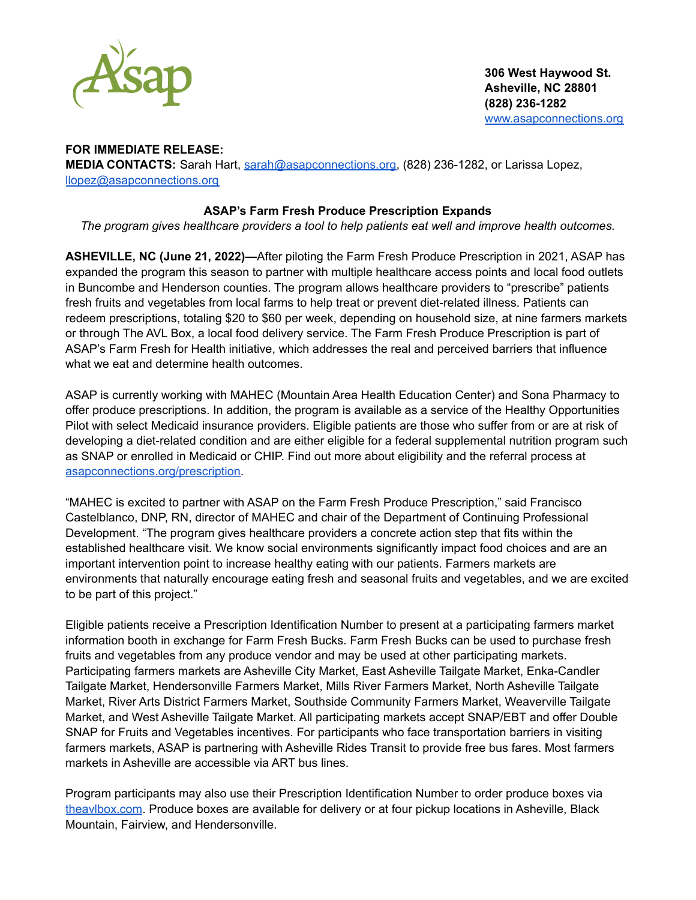Asap

**306 West Haywood St.**
**Asheville, NC 28801**
**(828) 236-1282**
www.asapconnections.org

**FOR IMMEDIATE RELEASE:**
**MEDIA CONTACTS:** Sarah Hart, sarah@asapconnections.org, (828) 236-1282, or Larissa Lopez, llopez@asapconnections.org

## ASAP's Farm Fresh Produce Prescription Expands

*The program gives healthcare providers a tool to help patients eat well and improve health outcomes.*

**ASHEVILLE, NC (June 21, 2022)—**After piloting the Farm Fresh Produce Prescription in 2021, ASAP has expanded the program this season to partner with multiple healthcare access points and local food outlets in Buncombe and Henderson counties. The program allows healthcare providers to "prescribe" patients fresh fruits and vegetables from local farms to help treat or prevent diet-related illness. Patients can redeem prescriptions, totaling $20 to $60 per week, depending on household size, at nine farmers markets or through The AVL Box, a local food delivery service. The Farm Fresh Produce Prescription is part of ASAP's Farm Fresh for Health initiative, which addresses the real and perceived barriers that influence what we eat and determine health outcomes.

ASAP is currently working with MAHEC (Mountain Area Health Education Center) and Sona Pharmacy to offer produce prescriptions. In addition, the program is available as a service of the Healthy Opportunities Pilot with select Medicaid insurance providers. Eligible patients are those who suffer from or are at risk of developing a diet-related condition and are either eligible for a federal supplemental nutrition program such as SNAP or enrolled in Medicaid or CHIP. Find out more about eligibility and the referral process at asapconnections.org/prescription.

"MAHEC is excited to partner with ASAP on the Farm Fresh Produce Prescription," said Francisco Castelblanco, DNP, RN, director of MAHEC and chair of the Department of Continuing Professional Development. "The program gives healthcare providers a concrete action step that fits within the established healthcare visit. We know social environments significantly impact food choices and are an important intervention point to increase healthy eating with our patients. Farmers markets are environments that naturally encourage eating fresh and seasonal fruits and vegetables, and we are excited to be part of this project."

Eligible patients receive a Prescription Identification Number to present at a participating farmers market information booth in exchange for Farm Fresh Bucks. Farm Fresh Bucks can be used to purchase fresh fruits and vegetables from any produce vendor and may be used at other participating markets. Participating farmers markets are Asheville City Market, East Asheville Tailgate Market, Enka-Candler Tailgate Market, Hendersonville Farmers Market, Mills River Farmers Market, North Asheville Tailgate Market, River Arts District Farmers Market, Southside Community Farmers Market, Weaverville Tailgate Market, and West Asheville Tailgate Market. All participating markets accept SNAP/EBT and offer Double SNAP for Fruits and Vegetables incentives. For participants who face transportation barriers in visiting farmers markets, ASAP is partnering with Asheville Rides Transit to provide free bus fares. Most farmers markets in Asheville are accessible via ART bus lines.

Program participants may also use their Prescription Identification Number to order produce boxes via theavlbox.com. Produce boxes are available for delivery or at four pickup locations in Asheville, Black Mountain, Fairview, and Hendersonville.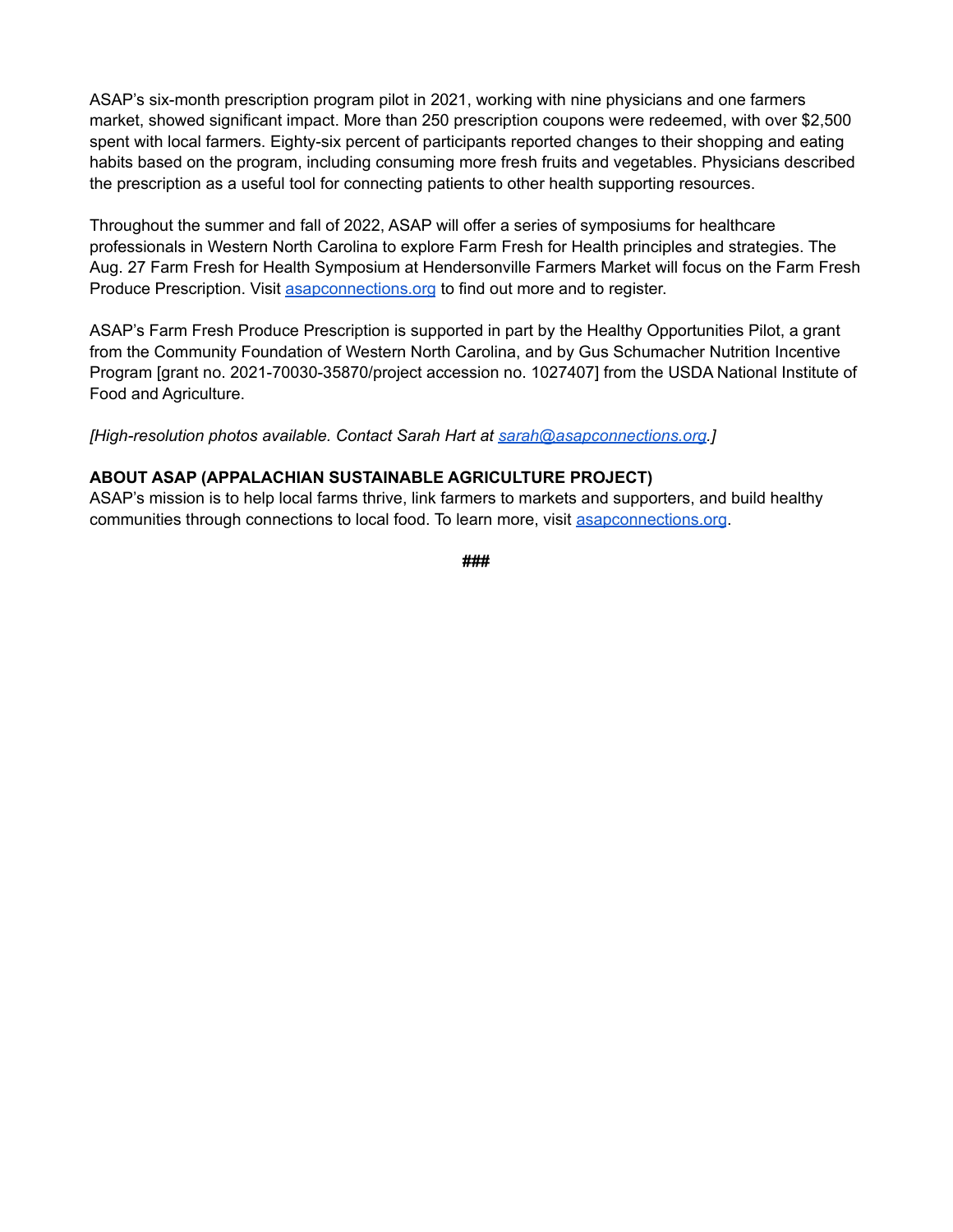ASAP's six-month prescription program pilot in 2021, working with nine physicians and one farmers market, showed significant impact. More than 250 prescription coupons were redeemed, with over $2,500 spent with local farmers. Eighty-six percent of participants reported changes to their shopping and eating habits based on the program, including consuming more fresh fruits and vegetables. Physicians described the prescription as a useful tool for connecting patients to other health supporting resources.

Throughout the summer and fall of 2022, ASAP will offer a series of symposiums for healthcare professionals in Western North Carolina to explore Farm Fresh for Health principles and strategies. The Aug. 27 Farm Fresh for Health Symposium at Hendersonville Farmers Market will focus on the Farm Fresh Produce Prescription. Visit [asapconnections.org](asapconnections.org) to find out more and to register.

ASAP's Farm Fresh Produce Prescription is supported in part by the Healthy Opportunities Pilot, a grant from the Community Foundation of Western North Carolina, and by Gus Schumacher Nutrition Incentive Program [grant no. 2021-70030-35870/project accession no. 1027407] from the USDA National Institute of Food and Agriculture.

*[High-resolution photos available. Contact Sarah Hart at [sarah@asapconnections.org](mailto:sarah@asapconnections.org).]*

**ABOUT ASAP (APPALACHIAN SUSTAINABLE AGRICULTURE PROJECT)**
ASAP's mission is to help local farms thrive, link farmers to markets and supporters, and build healthy communities through connections to local food. To learn more, visit [asapconnections.org](asapconnections.org).

**###**